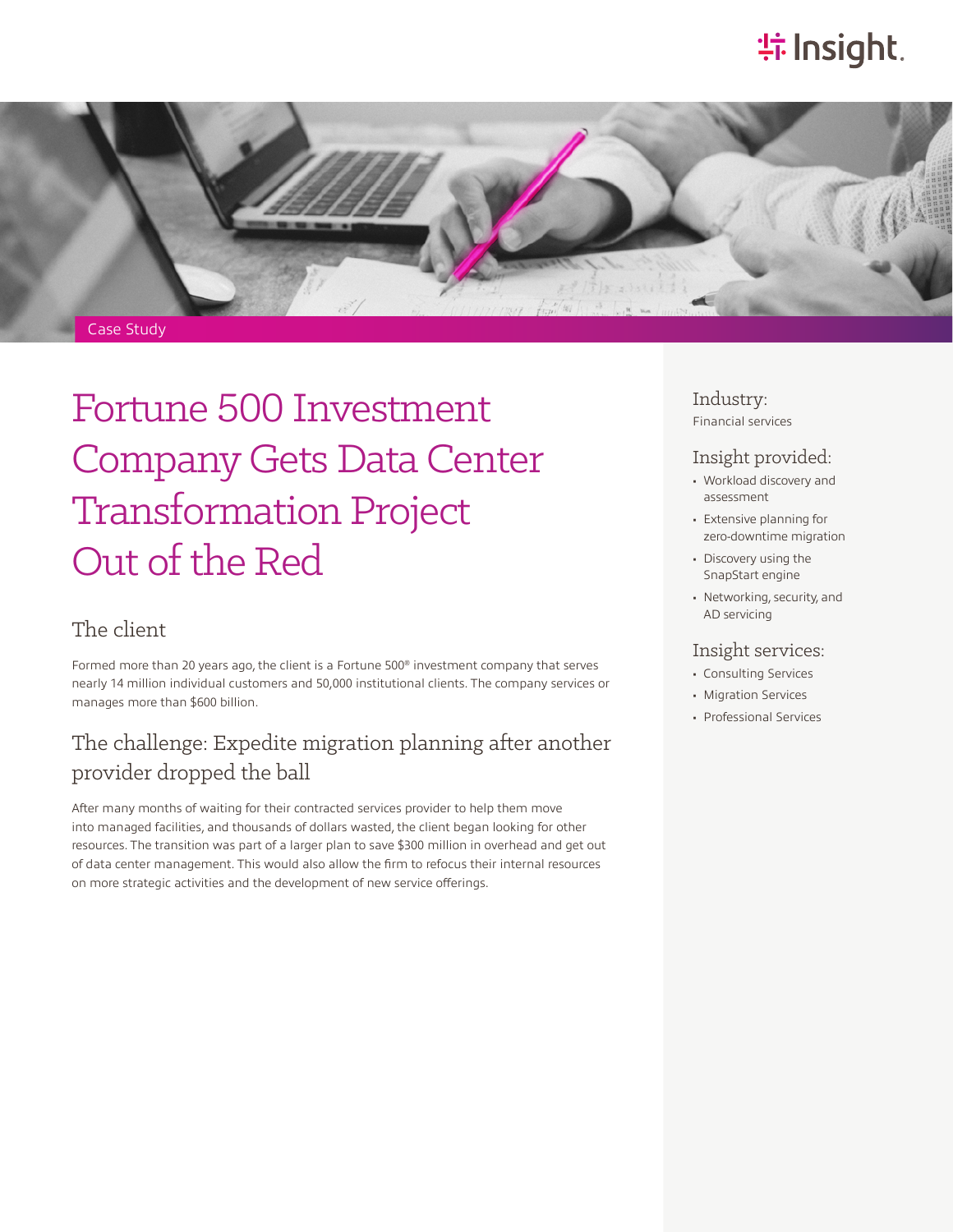Case Study

# Fortune 500 Investment Company Gets Data Center Transformation Project Out of the Red

## The client

Formed more than 20 years ago, the client is a Fortune 500® investment company that serves nearly 14 million individual customers and 50,000 institutional clients. The company services or manages more than $600 billion.

## The challenge: Expedite migration planning after another provider dropped the ball

After many months of waiting for their contracted services provider to help them move into managed facilities, and thousands of dollars wasted, the client began looking for other resources. The transition was part of a larger plan to save $300 million in overhead and get out of data center management. This would also allow the firm to refocus their internal resources on more strategic activities and the development of new service offerings.

### Industry:

Financial services

### Insight provided:

- Workload discovery and assessment
- Extensive planning for zero-downtime migration
- Discovery using the SnapStart engine
- Networking, security, and AD servicing

### Insight services:

- Consulting Services
- Migration Services
- Professional Services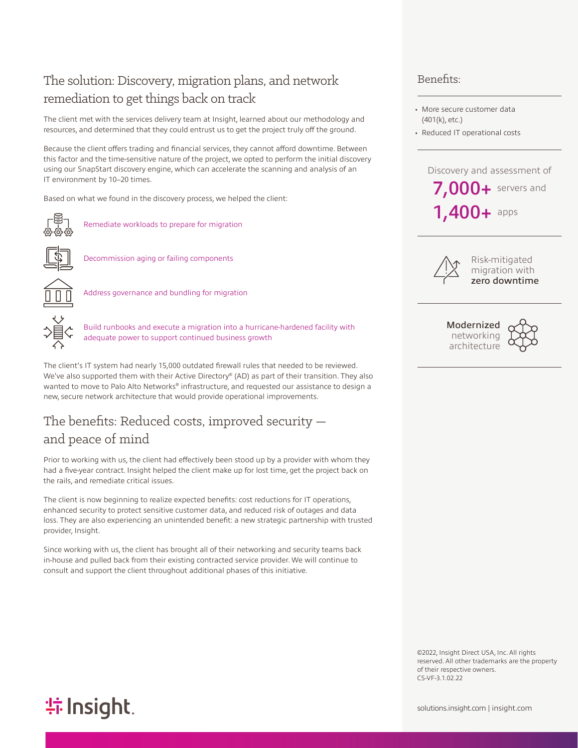## The solution: Discovery, migration plans, and network remediation to get things back on track

The client met with the services delivery team at Insight, learned about our methodology and resources, and determined that they could entrust us to get the project truly off the ground.

Because the client offers trading and financial services, they cannot afford downtime. Between this factor and the time-sensitive nature of the project, we opted to perform the initial discovery using our SnapStart discovery engine, which can accelerate the scanning and analysis of an IT environment by 10–20 times.

Based on what we found in the discovery process, we helped the client:

- Remediate workloads to prepare for migration
- Decommission aging or failing components
- Address governance and bundling for migration
- Build runbooks and execute a migration into a hurricane-hardened facility with adequate power to support continued business growth

The client's IT system had nearly 15,000 outdated firewall rules that needed to be reviewed. We've also supported them with their Active Directory® (AD) as part of their transition. They also wanted to move to Palo Alto Networks® infrastructure, and requested our assistance to design a new, secure network architecture that would provide operational improvements.

## The benefits: Reduced costs, improved security — and peace of mind

Prior to working with us, the client had effectively been stood up by a provider with whom they had a five-year contract. Insight helped the client make up for lost time, get the project back on the rails, and remediate critical issues.

The client is now beginning to realize expected benefits: cost reductions for IT operations, enhanced security to protect sensitive customer data, and reduced risk of outages and data loss. They are also experiencing an unintended benefit: a new strategic partnership with trusted provider, Insight.

Since working with us, the client has brought all of their networking and security teams back in-house and pulled back from their existing contracted service provider. We will continue to consult and support the client throughout additional phases of this initiative.

## Benefits:

- More secure customer data (401(k), etc.)
- Reduced IT operational costs

Discovery and assessment of **7,000+** servers and **1,400+** apps

Risk-mitigated migration with **zero downtime**

**Modernized** networking architecture

©2022, Insight Direct USA, Inc. All rights reserved. All other trademarks are the property of their respective owners. CS-VF-3.1.02.22

Insight.

solutions.insight.com | insight.com